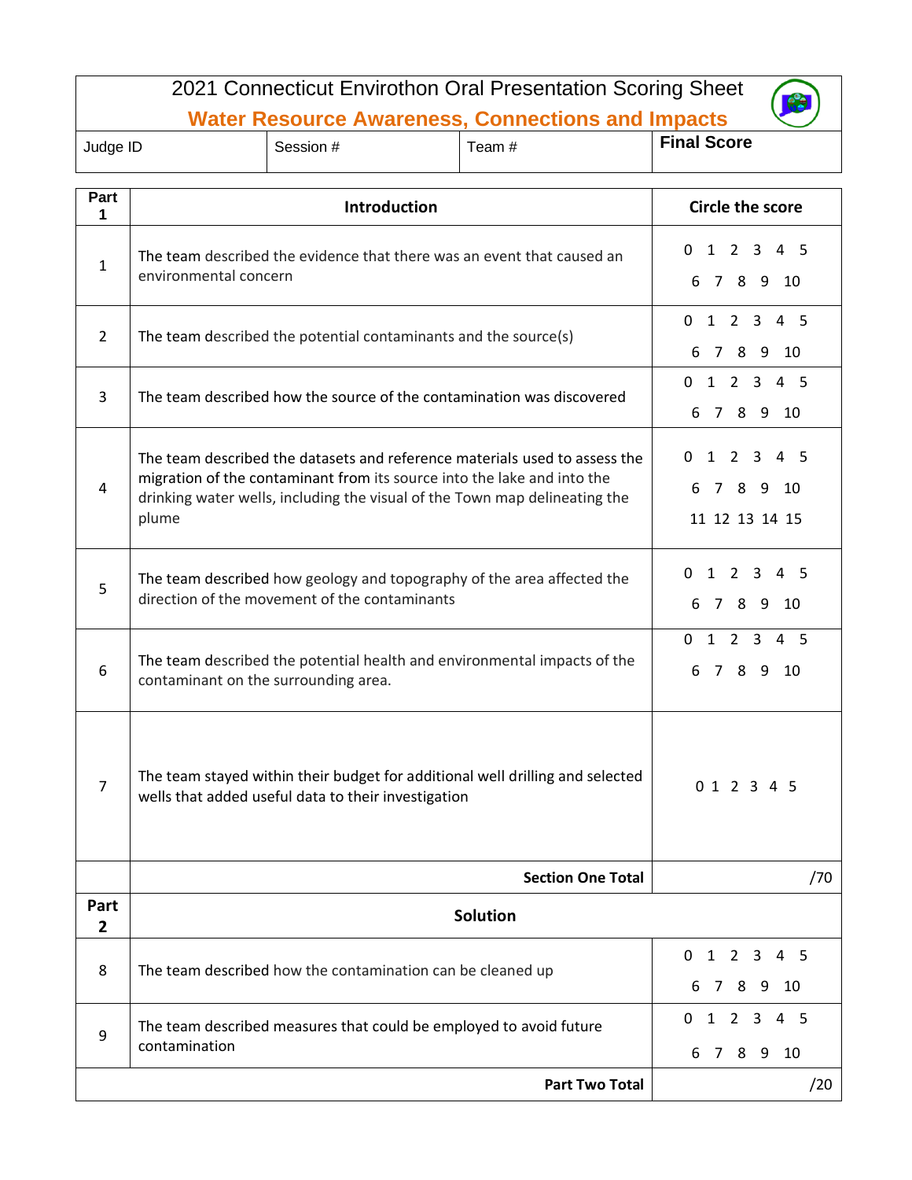# 2021 Connecticut Envirothon Oral Presentation Scoring Sheet

## Water Resource Awareness, Connections and Impacts

| Judge ID | Session # | Team # | **Final Score** |
|---|---|---|---|
| | | | |

| Part 1 | Introduction | Circle the score |
|---|---|---|
| 1 | The team described the evidence that there was an event that caused an environmental concern | 0 1 2 3 4 5 6 7 8 9 10 |
| 2 | The team described the potential contaminants and the source(s) | 0 1 2 3 4 5 6 7 8 9 10 |
| 3 | The team described how the source of the contamination was discovered | 0 1 2 3 4 5 6 7 8 9 10 |
| 4 | The team described the datasets and reference materials used to assess the migration of the contaminant from its source into the lake and into the drinking water wells, including the visual of the Town map delineating the plume | 0 1 2 3 4 5 6 7 8 9 10 11 12 13 14 15 |
| 5 | The team described how geology and topography of the area affected the direction of the movement of the contaminants | 0 1 2 3 4 5 6 7 8 9 10 |
| 6 | The team described the potential health and environmental impacts of the contaminant on the surrounding area. | 0 1 2 3 4 5 6 7 8 9 10 |
| 7 | The team stayed within their budget for additional well drilling and selected wells that added useful data to their investigation | 0 1 2 3 4 5 |
| | **Section One Total** | /70 |
| **Part 2** | **Solution** | |
| 8 | The team described how the contamination can be cleaned up | 0 1 2 3 4 5 6 7 8 9 10 |
| 9 | The team described measures that could be employed to avoid future contamination | 0 1 2 3 4 5 6 7 8 9 10 |
| | **Part Two Total** | /20 |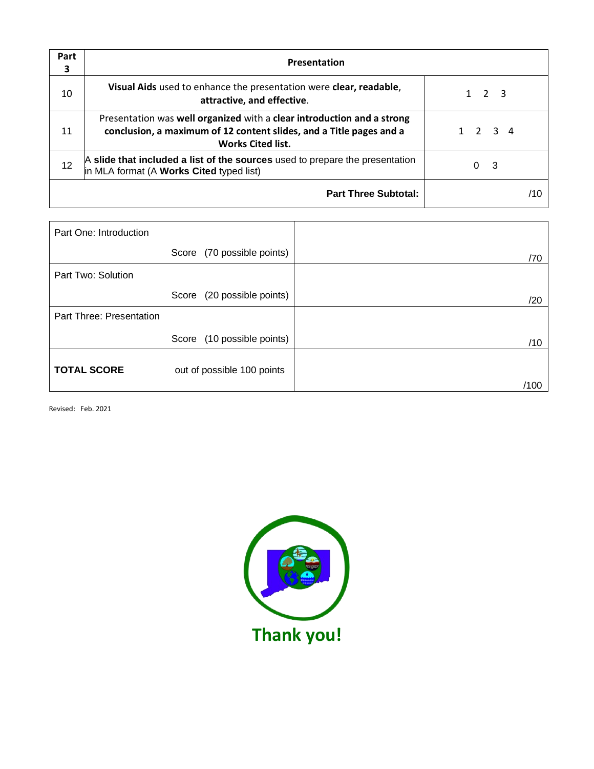| Part 3 | Presentation | |
|---|---|---|
| 10 | **Visual Aids** used to enhance the presentation were **clear, readable**, **attractive, and effective**. | 1 2 3 |
| 11 | Presentation was **well organized** with a **clear introduction and a strong conclusion, a maximum of 12 content slides, and a Title pages and a Works Cited list.** | 1 2 3 4 |
| 12 | A **slide that included a list of the sources** used to prepare the presentation in MLA format (A **Works Cited** typed list) | 0 3 |
| | **Part Three Subtotal:** | /10 |

| | |
|---|---|
| Part One: Introduction<br>Score (70 possible points) | /70 |
| Part Two: Solution<br>Score (20 possible points) | /20 |
| Part Three: Presentation<br>Score (10 possible points) | /10 |
| **TOTAL SCORE** out of possible 100 points | /100 |

Revised: Feb. 2021

**Thank you!**